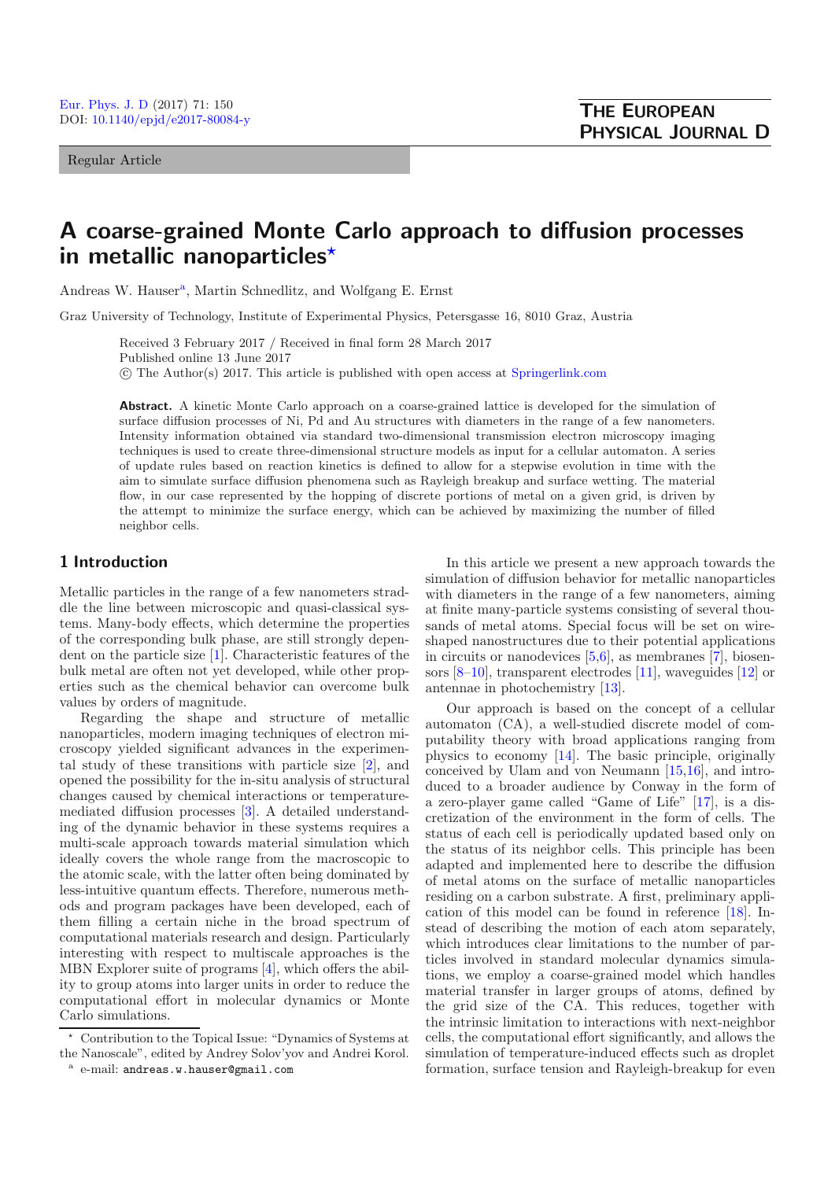Regular Article

# A coarse-grained Monte Carlo approach to diffusion processes in metallic nanoparticles[⋆]

Andreas W. Hauser[a], Martin Schnedlitz, and Wolfgang E. Ernst

Graz University of Technology, Institute of Experimental Physics, Petersgasse 16, 8010 Graz, Austria

Received 3 February 2017 / Received in final form 28 March 2017
Published online 13 June 2017
© The Author(s) 2017. This article is published with open access at Springerlink.com

**Abstract.** A kinetic Monte Carlo approach on a coarse-grained lattice is developed for the simulation of surface diffusion processes of Ni, Pd and Au structures with diameters in the range of a few nanometers. Intensity information obtained via standard two-dimensional transmission electron microscopy imaging techniques is used to create three-dimensional structure models as input for a cellular automaton. A series of update rules based on reaction kinetics is defined to allow for a stepwise evolution in time with the aim to simulate surface diffusion phenomena such as Rayleigh breakup and surface wetting. The material flow, in our case represented by the hopping of discrete portions of metal on a given grid, is driven by the attempt to minimize the surface energy, which can be achieved by maximizing the number of filled neighbor cells.

## 1 Introduction

Metallic particles in the range of a few nanometers straddle the line between microscopic and quasi-classical systems. Many-body effects, which determine the properties of the corresponding bulk phase, are still strongly dependent on the particle size [1]. Characteristic features of the bulk metal are often not yet developed, while other properties such as the chemical behavior can overcome bulk values by orders of magnitude.

Regarding the shape and structure of metallic nanoparticles, modern imaging techniques of electron microscopy yielded significant advances in the experimental study of these transitions with particle size [2], and opened the possibility for the in-situ analysis of structural changes caused by chemical interactions or temperature-mediated diffusion processes [3]. A detailed understanding of the dynamic behavior in these systems requires a multi-scale approach towards material simulation which ideally covers the whole range from the macroscopic to the atomic scale, with the latter often being dominated by less-intuitive quantum effects. Therefore, numerous methods and program packages have been developed, each of them filling a certain niche in the broad spectrum of computational materials research and design. Particularly interesting with respect to multiscale approaches is the MBN Explorer suite of programs [4], which offers the ability to group atoms into larger units in order to reduce the computational effort in molecular dynamics or Monte Carlo simulations.

In this article we present a new approach towards the simulation of diffusion behavior for metallic nanoparticles with diameters in the range of a few nanometers, aiming at finite many-particle systems consisting of several thousands of metal atoms. Special focus will be set on wire-shaped nanostructures due to their potential applications in circuits or nanodevices [5,6], as membranes [7], biosensors [8–10], transparent electrodes [11], waveguides [12] or antennae in photochemistry [13].

Our approach is based on the concept of a cellular automaton (CA), a well-studied discrete model of computability theory with broad applications ranging from physics to economy [14]. The basic principle, originally conceived by Ulam and von Neumann [15,16], and introduced to a broader audience by Conway in the form of a zero-player game called "Game of Life" [17], is a discretization of the environment in the form of cells. The status of each cell is periodically updated based only on the status of its neighbor cells. This principle has been adapted and implemented here to describe the diffusion of metal atoms on the surface of metallic nanoparticles residing on a carbon substrate. A first, preliminary application of this model can be found in reference [18]. Instead of describing the motion of each atom separately, which introduces clear limitations to the number of particles involved in standard molecular dynamics simulations, we employ a coarse-grained model which handles material transfer in larger groups of atoms, defined by the grid size of the CA. This reduces, together with the intrinsic limitation to interactions with next-neighbor cells, the computational effort significantly, and allows the simulation of temperature-induced effects such as droplet formation, surface tension and Rayleigh-breakup for even

[⋆] Contribution to the Topical Issue: "Dynamics of Systems at the Nanoscale", edited by Andrey Solov'yov and Andrei Korol.

[a] e-mail: andreas.w.hauser@gmail.com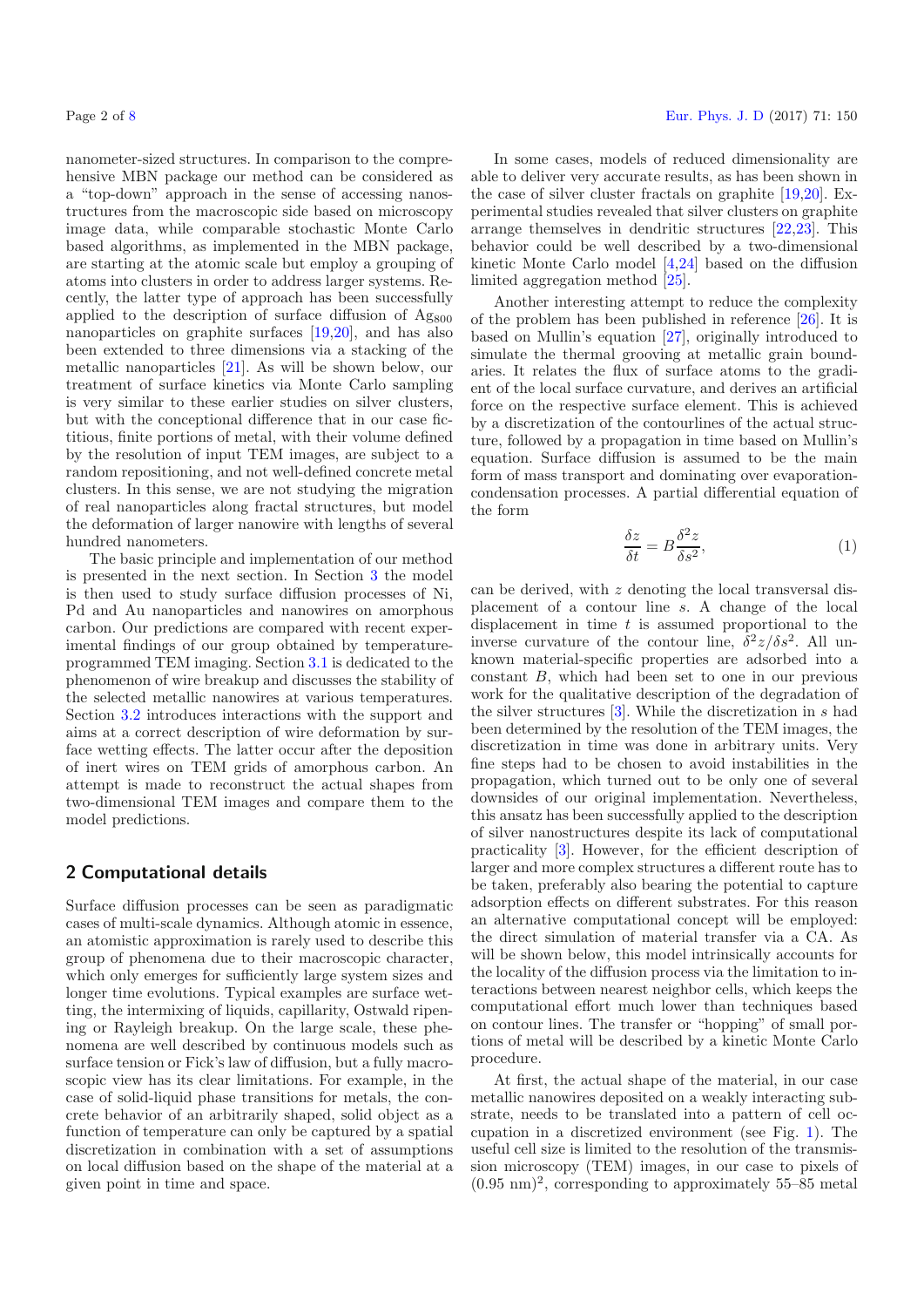nanometer-sized structures. In comparison to the comprehensive MBN package our method can be considered as a "top-down" approach in the sense of accessing nanostructures from the macroscopic side based on microscopy image data, while comparable stochastic Monte Carlo based algorithms, as implemented in the MBN package, are starting at the atomic scale but employ a grouping of atoms into clusters in order to address larger systems. Recently, the latter type of approach has been successfully applied to the description of surface diffusion of $Ag_{800}$ nanoparticles on graphite surfaces [19,20], and has also been extended to three dimensions via a stacking of the metallic nanoparticles [21]. As will be shown below, our treatment of surface kinetics via Monte Carlo sampling is very similar to these earlier studies on silver clusters, but with the conceptional difference that in our case fictitious, finite portions of metal, with their volume defined by the resolution of input TEM images, are subject to a random repositioning, and not well-defined concrete metal clusters. In this sense, we are not studying the migration of real nanoparticles along fractal structures, but model the deformation of larger nanowire with lengths of several hundred nanometers.

The basic principle and implementation of our method is presented in the next section. In Section 3 the model is then used to study surface diffusion processes of Ni, Pd and Au nanoparticles and nanowires on amorphous carbon. Our predictions are compared with recent experimental findings of our group obtained by temperature-programmed TEM imaging. Section 3.1 is dedicated to the phenomenon of wire breakup and discusses the stability of the selected metallic nanowires at various temperatures. Section 3.2 introduces interactions with the support and aims at a correct description of wire deformation by surface wetting effects. The latter occur after the deposition of inert wires on TEM grids of amorphous carbon. An attempt is made to reconstruct the actual shapes from two-dimensional TEM images and compare them to the model predictions.

## 2 Computational details

Surface diffusion processes can be seen as paradigmatic cases of multi-scale dynamics. Although atomic in essence, an atomistic approximation is rarely used to describe this group of phenomena due to their macroscopic character, which only emerges for sufficiently large system sizes and longer time evolutions. Typical examples are surface wetting, the intermixing of liquids, capillarity, Ostwald ripening or Rayleigh breakup. On the large scale, these phenomena are well described by continuous models such as surface tension or Fick's law of diffusion, but a fully macroscopic view has its clear limitations. For example, in the case of solid-liquid phase transitions for metals, the concrete behavior of an arbitrarily shaped, solid object as a function of temperature can only be captured by a spatial discretization in combination with a set of assumptions on local diffusion based on the shape of the material at a given point in time and space.

In some cases, models of reduced dimensionality are able to deliver very accurate results, as has been shown in the case of silver cluster fractals on graphite [19,20]. Experimental studies revealed that silver clusters on graphite arrange themselves in dendritic structures [22,23]. This behavior could be well described by a two-dimensional kinetic Monte Carlo model [4,24] based on the diffusion limited aggregation method [25].

Another interesting attempt to reduce the complexity of the problem has been published in reference [26]. It is based on Mullin's equation [27], originally introduced to simulate the thermal grooving at metallic grain boundaries. It relates the flux of surface atoms to the gradient of the local surface curvature, and derives an artificial force on the respective surface element. This is achieved by a discretization of the contourlines of the actual structure, followed by a propagation in time based on Mullin's equation. Surface diffusion is assumed to be the main form of mass transport and dominating over evaporation-condensation processes. A partial differential equation of the form

$$\frac{\delta z}{\delta t} = B\frac{\delta^2 z}{\delta s^2}, \tag{1}$$

can be derived, with $z$ denoting the local transversal displacement of a contour line $s$. A change of the local displacement in time $t$ is assumed proportional to the inverse curvature of the contour line, $\delta^2 z/\delta s^2$. All unknown material-specific properties are adsorbed into a constant $B$, which had been set to one in our previous work for the qualitative description of the degradation of the silver structures [3]. While the discretization in $s$ had been determined by the resolution of the TEM images, the discretization in time was done in arbitrary units. Very fine steps had to be chosen to avoid instabilities in the propagation, which turned out to be only one of several downsides of our original implementation. Nevertheless, this ansatz has been successfully applied to the description of silver nanostructures despite its lack of computational practicality [3]. However, for the efficient description of larger and more complex structures a different route has to be taken, preferably also bearing the potential to capture adsorption effects on different substrates. For this reason an alternative computational concept will be employed: the direct simulation of material transfer via a CA. As will be shown below, this model intrinsically accounts for the locality of the diffusion process via the limitation to interactions between nearest neighbor cells, which keeps the computational effort much lower than techniques based on contour lines. The transfer or "hopping" of small portions of metal will be described by a kinetic Monte Carlo procedure.

At first, the actual shape of the material, in our case metallic nanowires deposited on a weakly interacting substrate, needs to be translated into a pattern of cell occupation in a discretized environment (see Fig. 1). The useful cell size is limited to the resolution of the transmission microscopy (TEM) images, in our case to pixels of $(0.95\ \text{nm})^2$, corresponding to approximately 55–85 metal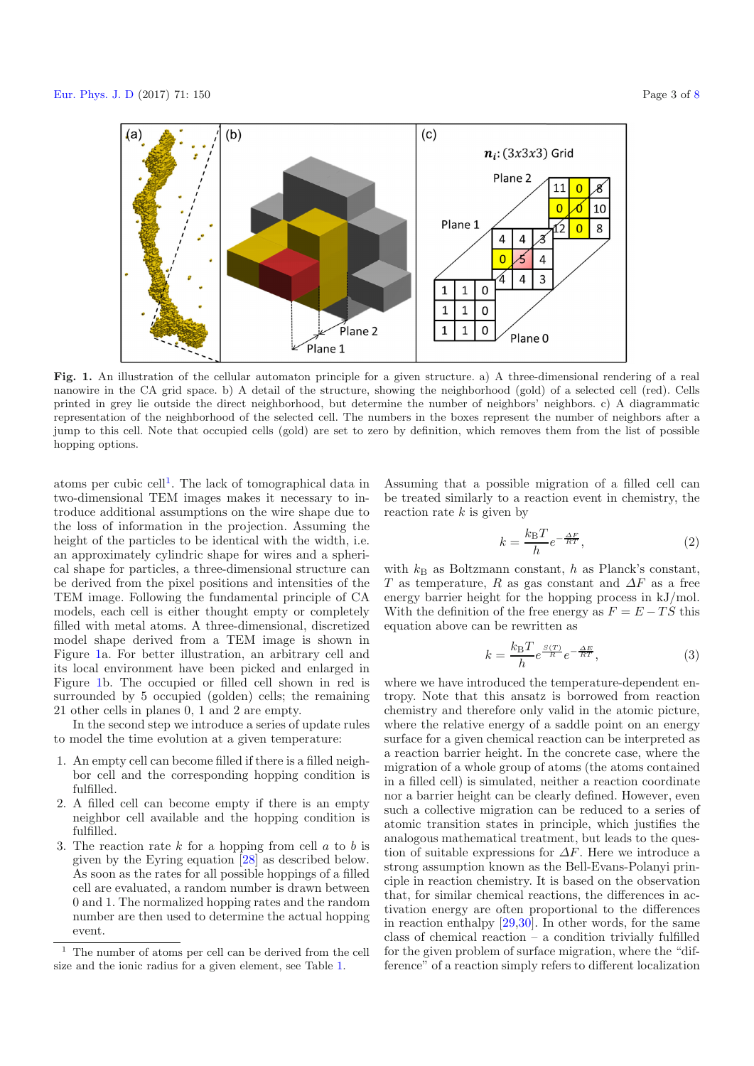**Fig. 1.** An illustration of the cellular automaton principle for a given structure. a) A three-dimensional rendering of a real nanowire in the CA grid space. b) A detail of the structure, showing the neighborhood (gold) of a selected cell (red). Cells printed in grey lie outside the direct neighborhood, but determine the number of neighbors' neighbors. c) A diagrammatic representation of the neighborhood of the selected cell. The numbers in the boxes represent the number of neighbors after a jump to this cell. Note that occupied cells (gold) are set to zero by definition, which removes them from the list of possible hopping options.

atoms per cubic cell[1]. The lack of tomographical data in two-dimensional TEM images makes it necessary to introduce additional assumptions on the wire shape due to the loss of information in the projection. Assuming the height of the particles to be identical with the width, i.e. an approximately cylindric shape for wires and a spherical shape for particles, a three-dimensional structure can be derived from the pixel positions and intensities of the TEM image. Following the fundamental principle of CA models, each cell is either thought empty or completely filled with metal atoms. A three-dimensional, discretized model shape derived from a TEM image is shown in Figure 1a. For better illustration, an arbitrary cell and its local environment have been picked and enlarged in Figure 1b. The occupied or filled cell shown in red is surrounded by 5 occupied (golden) cells; the remaining 21 other cells in planes 0, 1 and 2 are empty.

In the second step we introduce a series of update rules to model the time evolution at a given temperature:

1. An empty cell can become filled if there is a filled neighbor cell and the corresponding hopping condition is fulfilled.
2. A filled cell can become empty if there is an empty neighbor cell available and the hopping condition is fulfilled.
3. The reaction rate $k$ for a hopping from cell $a$ to $b$ is given by the Eyring equation [28] as described below. As soon as the rates for all possible hoppings of a filled cell are evaluated, a random number is drawn between 0 and 1. The normalized hopping rates and the random number are then used to determine the actual hopping event.

[1] The number of atoms per cell can be derived from the cell size and the ionic radius for a given element, see Table 1.

Assuming that a possible migration of a filled cell can be treated similarly to a reaction event in chemistry, the reaction rate $k$ is given by

$$k = \frac{k_{\mathrm{B}}T}{h} e^{-\frac{\Delta F}{RT}}, \tag{2}$$

with $k_{\mathrm{B}}$ as Boltzmann constant, $h$ as Planck's constant, $T$ as temperature, $R$ as gas constant and $\Delta F$ as a free energy barrier height for the hopping process in kJ/mol. With the definition of the free energy as $F = E - TS$ this equation above can be rewritten as

$$k = \frac{k_{\mathrm{B}}T}{h} e^{\frac{S(T)}{R}} e^{-\frac{\Delta E}{RT}}, \tag{3}$$

where we have introduced the temperature-dependent entropy. Note that this ansatz is borrowed from reaction chemistry and therefore only valid in the atomic picture, where the relative energy of a saddle point on an energy surface for a given chemical reaction can be interpreted as a reaction barrier height. In the concrete case, where the migration of a whole group of atoms (the atoms contained in a filled cell) is simulated, neither a reaction coordinate nor a barrier height can be clearly defined. However, even such a collective migration can be reduced to a series of atomic transition states in principle, which justifies the analogous mathematical treatment, but leads to the question of suitable expressions for $\Delta F$. Here we introduce a strong assumption known as the Bell-Evans-Polanyi principle in reaction chemistry. It is based on the observation that, for similar chemical reactions, the differences in activation energy are often proportional to the differences in reaction enthalpy [29,30]. In other words, for the same class of chemical reaction – a condition trivially fulfilled for the given problem of surface migration, where the "difference" of a reaction simply refers to different localization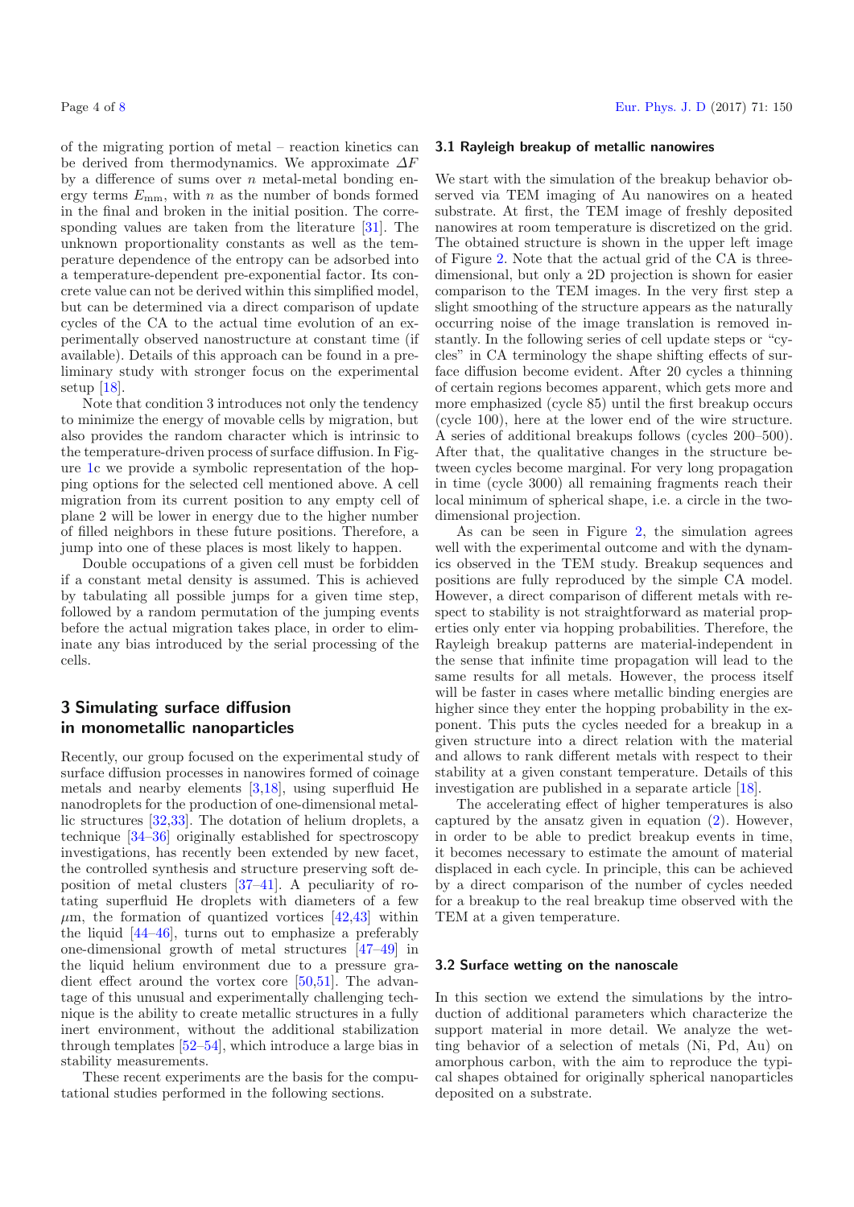of the migrating portion of metal – reaction kinetics can be derived from thermodynamics. We approximate $\Delta F$ by a difference of sums over $n$ metal-metal bonding energy terms $E_{\text{mm}}$, with $n$ as the number of bonds formed in the final and broken in the initial position. The corresponding values are taken from the literature [31]. The unknown proportionality constants as well as the temperature dependence of the entropy can be adsorbed into a temperature-dependent pre-exponential factor. Its concrete value can not be derived within this simplified model, but can be determined via a direct comparison of update cycles of the CA to the actual time evolution of an experimentally observed nanostructure at constant time (if available). Details of this approach can be found in a preliminary study with stronger focus on the experimental setup [18].

Note that condition 3 introduces not only the tendency to minimize the energy of movable cells by migration, but also provides the random character which is intrinsic to the temperature-driven process of surface diffusion. In Figure 1c we provide a symbolic representation of the hopping options for the selected cell mentioned above. A cell migration from its current position to any empty cell of plane 2 will be lower in energy due to the higher number of filled neighbors in these future positions. Therefore, a jump into one of these places is most likely to happen.

Double occupations of a given cell must be forbidden if a constant metal density is assumed. This is achieved by tabulating all possible jumps for a given time step, followed by a random permutation of the jumping events before the actual migration takes place, in order to eliminate any bias introduced by the serial processing of the cells.

## 3 Simulating surface diffusion in monometallic nanoparticles

Recently, our group focused on the experimental study of surface diffusion processes in nanowires formed of coinage metals and nearby elements [3,18], using superfluid He nanodroplets for the production of one-dimensional metallic structures [32,33]. The dotation of helium droplets, a technique [34–36] originally established for spectroscopy investigations, has recently been extended by new facet, the controlled synthesis and structure preserving soft deposition of metal clusters [37–41]. A peculiarity of rotating superfluid He droplets with diameters of a few $\mu$m, the formation of quantized vortices [42,43] within the liquid [44–46], turns out to emphasize a preferably one-dimensional growth of metal structures [47–49] in the liquid helium environment due to a pressure gradient effect around the vortex core [50,51]. The advantage of this unusual and experimentally challenging technique is the ability to create metallic structures in a fully inert environment, without the additional stabilization through templates [52–54], which introduce a large bias in stability measurements.

These recent experiments are the basis for the computational studies performed in the following sections.

### 3.1 Rayleigh breakup of metallic nanowires

We start with the simulation of the breakup behavior observed via TEM imaging of Au nanowires on a heated substrate. At first, the TEM image of freshly deposited nanowires at room temperature is discretized on the grid. The obtained structure is shown in the upper left image of Figure 2. Note that the actual grid of the CA is three-dimensional, but only a 2D projection is shown for easier comparison to the TEM images. In the very first step a slight smoothing of the structure appears as the naturally occurring noise of the image translation is removed instantly. In the following series of cell update steps or "cycles" in CA terminology the shape shifting effects of surface diffusion become evident. After 20 cycles a thinning of certain regions becomes apparent, which gets more and more emphasized (cycle 85) until the first breakup occurs (cycle 100), here at the lower end of the wire structure. A series of additional breakups follows (cycles 200–500). After that, the qualitative changes in the structure between cycles become marginal. For very long propagation in time (cycle 3000) all remaining fragments reach their local minimum of spherical shape, i.e. a circle in the two-dimensional projection.

As can be seen in Figure 2, the simulation agrees well with the experimental outcome and with the dynamics observed in the TEM study. Breakup sequences and positions are fully reproduced by the simple CA model. However, a direct comparison of different metals with respect to stability is not straightforward as material properties only enter via hopping probabilities. Therefore, the Rayleigh breakup patterns are material-independent in the sense that infinite time propagation will lead to the same results for all metals. However, the process itself will be faster in cases where metallic binding energies are higher since they enter the hopping probability in the exponent. This puts the cycles needed for a breakup in a given structure into a direct relation with the material and allows to rank different metals with respect to their stability at a given constant temperature. Details of this investigation are published in a separate article [18].

The accelerating effect of higher temperatures is also captured by the ansatz given in equation (2). However, in order to be able to predict breakup events in time, it becomes necessary to estimate the amount of material displaced in each cycle. In principle, this can be achieved by a direct comparison of the number of cycles needed for a breakup to the real breakup time observed with the TEM at a given temperature.

### 3.2 Surface wetting on the nanoscale

In this section we extend the simulations by the introduction of additional parameters which characterize the support material in more detail. We analyze the wetting behavior of a selection of metals (Ni, Pd, Au) on amorphous carbon, with the aim to reproduce the typical shapes obtained for originally spherical nanoparticles deposited on a substrate.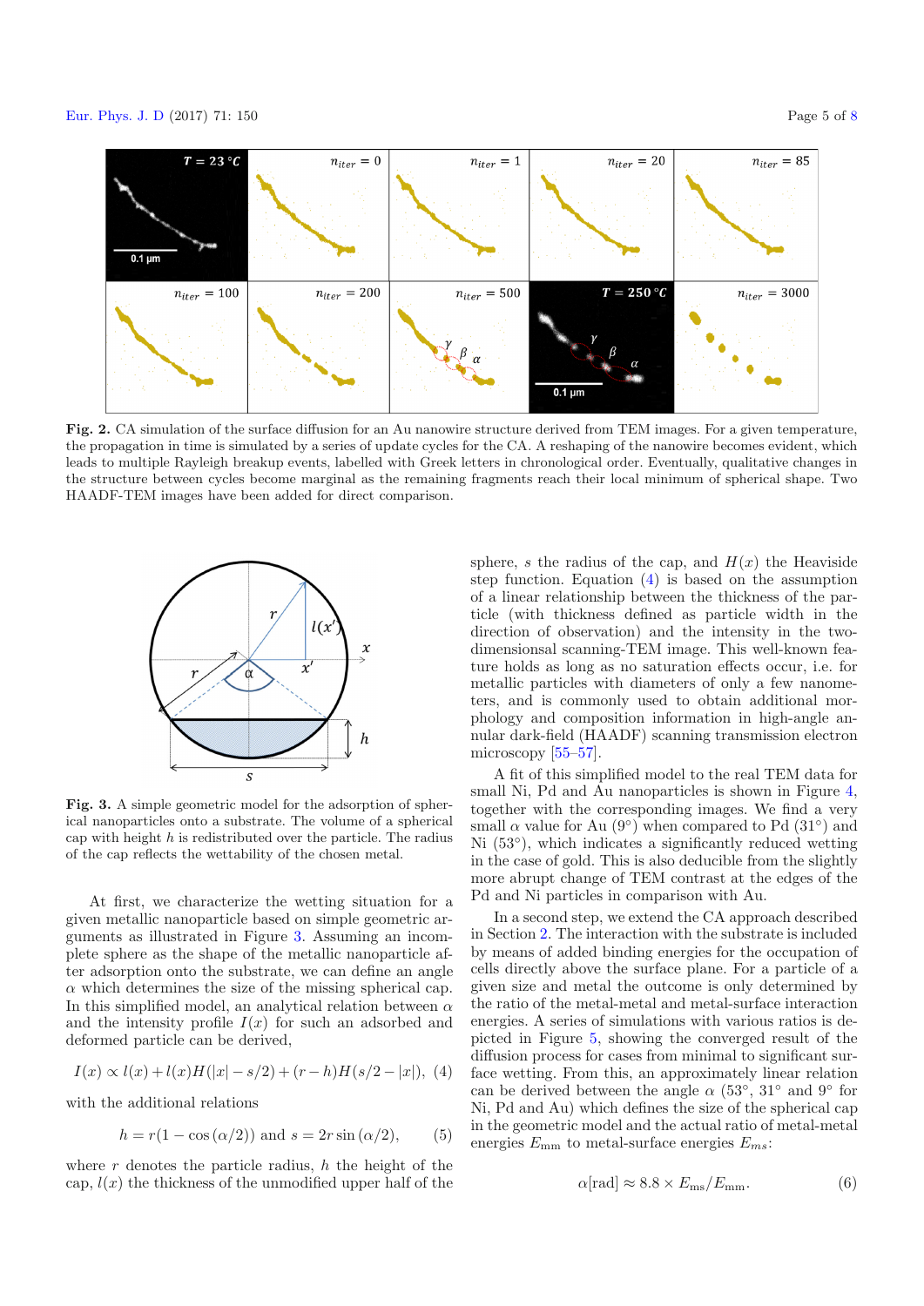**Fig. 2.** CA simulation of the surface diffusion for an Au nanowire structure derived from TEM images. For a given temperature, the propagation in time is simulated by a series of update cycles for the CA. A reshaping of the nanowire becomes evident, which leads to multiple Rayleigh breakup events, labelled with Greek letters in chronological order. Eventually, qualitative changes in the structure between cycles become marginal as the remaining fragments reach their local minimum of spherical shape. Two HAADF-TEM images have been added for direct comparison.

**Fig. 3.** A simple geometric model for the adsorption of spherical nanoparticles onto a substrate. The volume of a spherical cap with height $h$ is redistributed over the particle. The radius of the cap reflects the wettability of the chosen metal.

At first, we characterize the wetting situation for a given metallic nanoparticle based on simple geometric arguments as illustrated in Figure 3. Assuming an incomplete sphere as the shape of the metallic nanoparticle after adsorption onto the substrate, we can define an angle $\alpha$ which determines the size of the missing spherical cap. In this simplified model, an analytical relation between $\alpha$ and the intensity profile $I(x)$ for such an adsorbed and deformed particle can be derived,

$$I(x) \propto l(x) + l(x)H(|x| - s/2) + (r - h)H(s/2 - |x|), \quad (4)$$

with the additional relations

$$h = r(1 - \cos(\alpha/2)) \text{ and } s = 2r\sin(\alpha/2), \quad (5)$$

where $r$ denotes the particle radius, $h$ the height of the cap, $l(x)$ the thickness of the unmodified upper half of the sphere, $s$ the radius of the cap, and $H(x)$ the Heaviside step function. Equation (4) is based on the assumption of a linear relationship between the thickness of the particle (with thickness defined as particle width in the direction of observation) and the intensity in the two-dimensional scanning-TEM image. This well-known feature holds as long as no saturation effects occur, i.e. for metallic particles with diameters of only a few nanometers, and is commonly used to obtain additional morphology and composition information in high-angle annular dark-field (HAADF) scanning transmission electron microscopy [55–57].

A fit of this simplified model to the real TEM data for small Ni, Pd and Au nanoparticles is shown in Figure 4, together with the corresponding images. We find a very small $\alpha$ value for Au (9°) when compared to Pd (31°) and Ni (53°), which indicates a significantly reduced wetting in the case of gold. This is also deducible from the slightly more abrupt change of TEM contrast at the edges of the Pd and Ni particles in comparison with Au.

In a second step, we extend the CA approach described in Section 2. The interaction with the substrate is included by means of added binding energies for the occupation of cells directly above the surface plane. For a particle of a given size and metal the outcome is only determined by the ratio of the metal-metal and metal-surface interaction energies. A series of simulations with various ratios is depicted in Figure 5, showing the converged result of the diffusion process for cases from minimal to significant surface wetting. From this, an approximately linear relation can be derived between the angle $\alpha$ (53°, 31° and 9° for Ni, Pd and Au) which defines the size of the spherical cap in the geometric model and the actual ratio of metal-metal to metal-surface energies $E_{ms}$:

$$\alpha[\text{rad}] \approx 8.8 \times E_{\text{ms}}/E_{\text{mm}}. \quad (6)$$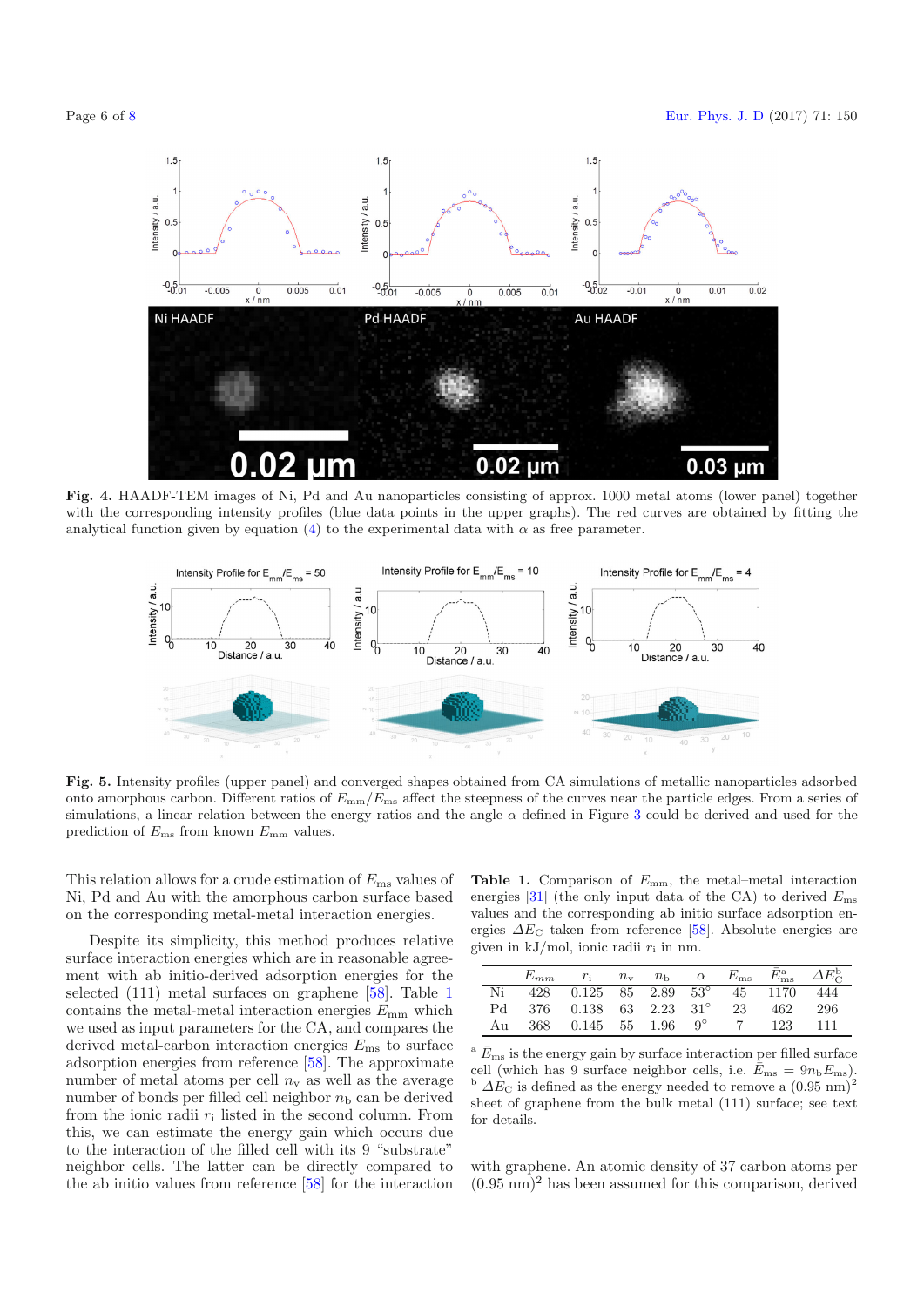**Fig. 4.** HAADF-TEM images of Ni, Pd and Au nanoparticles consisting of approx. 1000 metal atoms (lower panel) together with the corresponding intensity profiles (blue data points in the upper graphs). The red curves are obtained by fitting the analytical function given by equation (4) to the experimental data with $\alpha$ as free parameter.

**Fig. 5.** Intensity profiles (upper panel) and converged shapes obtained from CA simulations of metallic nanoparticles adsorbed onto amorphous carbon. Different ratios of $E_{mm}/E_{ms}$ affect the steepness of the curves near the particle edges. From a series of simulations, a linear relation between the energy ratios and the angle $\alpha$ defined in Figure 3 could be derived and used for the prediction of $E_{ms}$ from known $E_{mm}$ values.

This relation allows for a crude estimation of $E_{ms}$ values of Ni, Pd and Au with the amorphous carbon surface based on the corresponding metal-metal interaction energies.

Despite its simplicity, this method produces relative surface interaction energies which are in reasonable agreement with ab initio-derived adsorption energies for the selected (111) metal surfaces on graphene [58]. Table 1 contains the metal-metal interaction energies $E_{mm}$ which we used as input parameters for the CA, and compares the derived metal-carbon interaction energies $E_{ms}$ to surface adsorption energies from reference [58]. The approximate number of metal atoms per cell $n_v$ as well as the average number of bonds per filled cell neighbor $n_b$ can be derived from the ionic radii $r_i$ listed in the second column. From this, we can estimate the energy gain which occurs due to the interaction of the filled cell with its 9 "substrate" neighbor cells. The latter can be directly compared to the ab initio values from reference [58] for the interaction with graphene. An atomic density of 37 carbon atoms per $(0.95\text{ nm})^2$ has been assumed for this comparison, derived

**Table 1.** Comparison of $E_{mm}$, the metal–metal interaction energies [31] (the only input data of the CA) to derived $E_{ms}$ values and the corresponding ab initio surface adsorption energies $\Delta E_C$ taken from reference [58]. Absolute energies are given in kJ/mol, ionic radii $r_i$ in nm.

| | $E_{mm}$ | $r_i$ | $n_v$ | $n_b$ | $\alpha$ | $E_{ms}$ | $\bar{E}_{ms}^a$ | $\Delta E_C^b$ |
|---|---|---|---|---|---|---|---|---|
| Ni | 428 | 0.125 | 85 | 2.89 | 53° | 45 | 1170 | 444 |
| Pd | 376 | 0.138 | 63 | 2.23 | 31° | 23 | 462 | 296 |
| Au | 368 | 0.145 | 55 | 1.96 | 9° | 7 | 123 | 111 |

[a] $\bar{E}_{ms}$ is the energy gain by surface interaction per filled surface cell (which has 9 surface neighbor cells, i.e. $\bar{E}_{ms} = 9n_b E_{ms}$).
[b] $\Delta E_C$ is defined as the energy needed to remove a $(0.95\text{ nm})^2$ sheet of graphene from the bulk metal (111) surface; see text for details.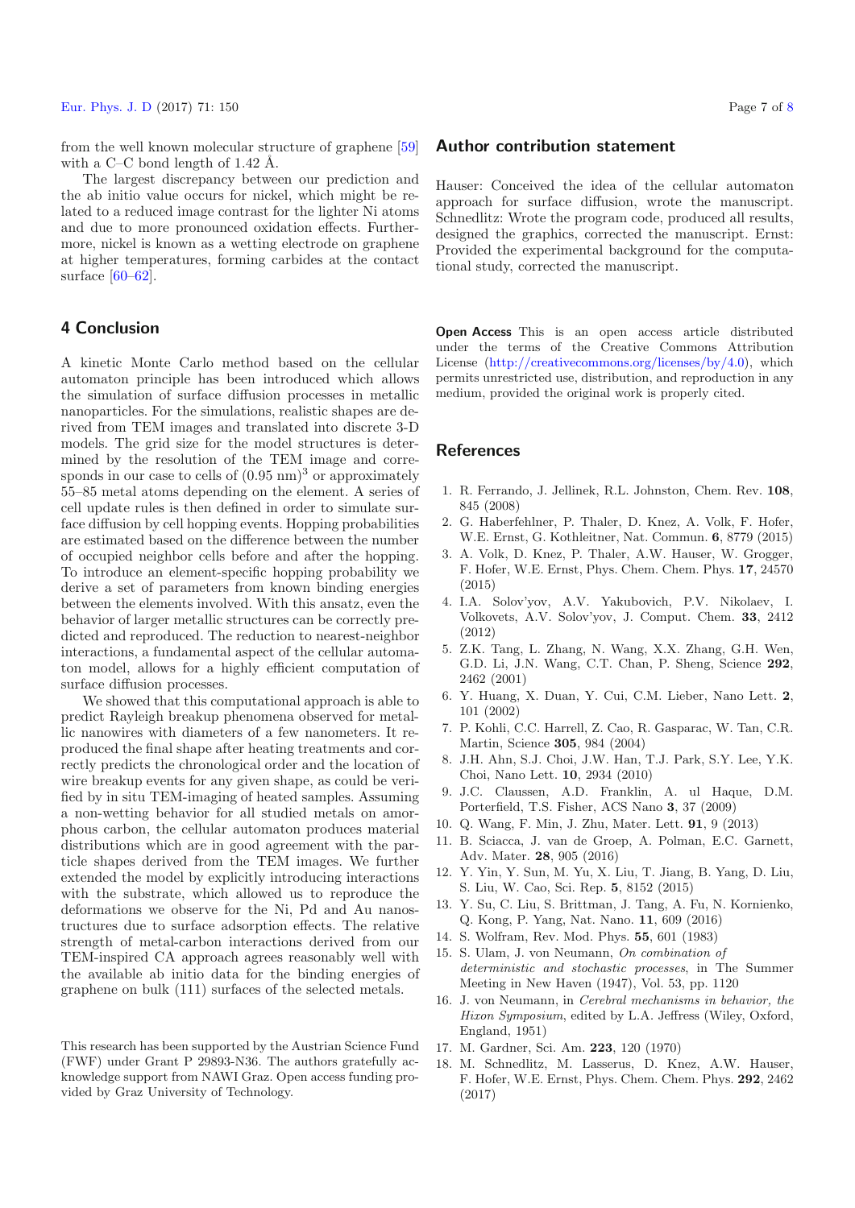from the well known molecular structure of graphene [59] with a C–C bond length of 1.42 Å.

The largest discrepancy between our prediction and the ab initio value occurs for nickel, which might be related to a reduced image contrast for the lighter Ni atoms and due to more pronounced oxidation effects. Furthermore, nickel is known as a wetting electrode on graphene at higher temperatures, forming carbides at the contact surface [60–62].

## 4 Conclusion

A kinetic Monte Carlo method based on the cellular automaton principle has been introduced which allows the simulation of surface diffusion processes in metallic nanoparticles. For the simulations, realistic shapes are derived from TEM images and translated into discrete 3-D models. The grid size for the model structures is determined by the resolution of the TEM image and corresponds in our case to cells of $(0.95\ \text{nm})^3$ or approximately 55–85 metal atoms depending on the element. A series of cell update rules is then defined in order to simulate surface diffusion by cell hopping events. Hopping probabilities are estimated based on the difference between the number of occupied neighbor cells before and after the hopping. To introduce an element-specific hopping probability we derive a set of parameters from known binding energies between the elements involved. With this ansatz, even the behavior of larger metallic structures can be correctly predicted and reproduced. The reduction to nearest-neighbor interactions, a fundamental aspect of the cellular automaton model, allows for a highly efficient computation of surface diffusion processes.

We showed that this computational approach is able to predict Rayleigh breakup phenomena observed for metallic nanowires with diameters of a few nanometers. It reproduced the final shape after heating treatments and correctly predicts the chronological order and the location of wire breakup events for any given shape, as could be verified by in situ TEM-imaging of heated samples. Assuming a non-wetting behavior for all studied metals on amorphous carbon, the cellular automaton produces material distributions which are in good agreement with the particle shapes derived from the TEM images. We further extended the model by explicitly introducing interactions with the substrate, which allowed us to reproduce the deformations we observe for the Ni, Pd and Au nanostructures due to surface adsorption effects. The relative strength of metal-carbon interactions derived from our TEM-inspired CA approach agrees reasonably well with the available ab initio data for the binding energies of graphene on bulk (111) surfaces of the selected metals.

This research has been supported by the Austrian Science Fund (FWF) under Grant P 29893-N36. The authors gratefully acknowledge support from NAWI Graz. Open access funding provided by Graz University of Technology.

## Author contribution statement

Hauser: Conceived the idea of the cellular automaton approach for surface diffusion, wrote the manuscript. Schnedlitz: Wrote the program code, produced all results, designed the graphics, corrected the manuscript. Ernst: Provided the experimental background for the computational study, corrected the manuscript.

**Open Access** This is an open access article distributed under the terms of the Creative Commons Attribution License (http://creativecommons.org/licenses/by/4.0), which permits unrestricted use, distribution, and reproduction in any medium, provided the original work is properly cited.

## References

1. R. Ferrando, J. Jellinek, R.L. Johnston, Chem. Rev. **108**, 845 (2008)
2. G. Haberfehlner, P. Thaler, D. Knez, A. Volk, F. Hofer, W.E. Ernst, G. Kothleitner, Nat. Commun. **6**, 8779 (2015)
3. A. Volk, D. Knez, P. Thaler, A.W. Hauser, W. Grogger, F. Hofer, W.E. Ernst, Phys. Chem. Chem. Phys. **17**, 24570 (2015)
4. I.A. Solov'yov, A.V. Yakubovich, P.V. Nikolaev, I. Volkovets, A.V. Solov'yov, J. Comput. Chem. **33**, 2412 (2012)
5. Z.K. Tang, L. Zhang, N. Wang, X.X. Zhang, G.H. Wen, G.D. Li, J.N. Wang, C.T. Chan, P. Sheng, Science **292**, 2462 (2001)
6. Y. Huang, X. Duan, Y. Cui, C.M. Lieber, Nano Lett. **2**, 101 (2002)
7. P. Kohli, C.C. Harrell, Z. Cao, R. Gasparac, W. Tan, C.R. Martin, Science **305**, 984 (2004)
8. J.H. Ahn, S.J. Choi, J.W. Han, T.J. Park, S.Y. Lee, Y.K. Choi, Nano Lett. **10**, 2934 (2010)
9. J.C. Claussen, A.D. Franklin, A. ul Haque, D.M. Porterfield, T.S. Fisher, ACS Nano **3**, 37 (2009)
10. Q. Wang, F. Min, J. Zhu, Mater. Lett. **91**, 9 (2013)
11. B. Sciacca, J. van de Groep, A. Polman, E.C. Garnett, Adv. Mater. **28**, 905 (2016)
12. Y. Yin, Y. Sun, M. Yu, X. Liu, T. Jiang, B. Yang, D. Liu, S. Liu, W. Cao, Sci. Rep. **5**, 8152 (2015)
13. Y. Su, C. Liu, S. Brittman, J. Tang, A. Fu, N. Kornienko, Q. Kong, P. Yang, Nat. Nano. **11**, 609 (2016)
14. S. Wolfram, Rev. Mod. Phys. **55**, 601 (1983)
15. S. Ulam, J. von Neumann, *On combination of deterministic and stochastic processes*, in The Summer Meeting in New Haven (1947), Vol. 53, pp. 1120
16. J. von Neumann, in *Cerebral mechanisms in behavior, the Hixon Symposium*, edited by L.A. Jeffress (Wiley, Oxford, England, 1951)
17. M. Gardner, Sci. Am. **223**, 120 (1970)
18. M. Schnedlitz, M. Lasserus, D. Knez, A.W. Hauser, F. Hofer, W.E. Ernst, Phys. Chem. Chem. Phys. **292**, 2462 (2017)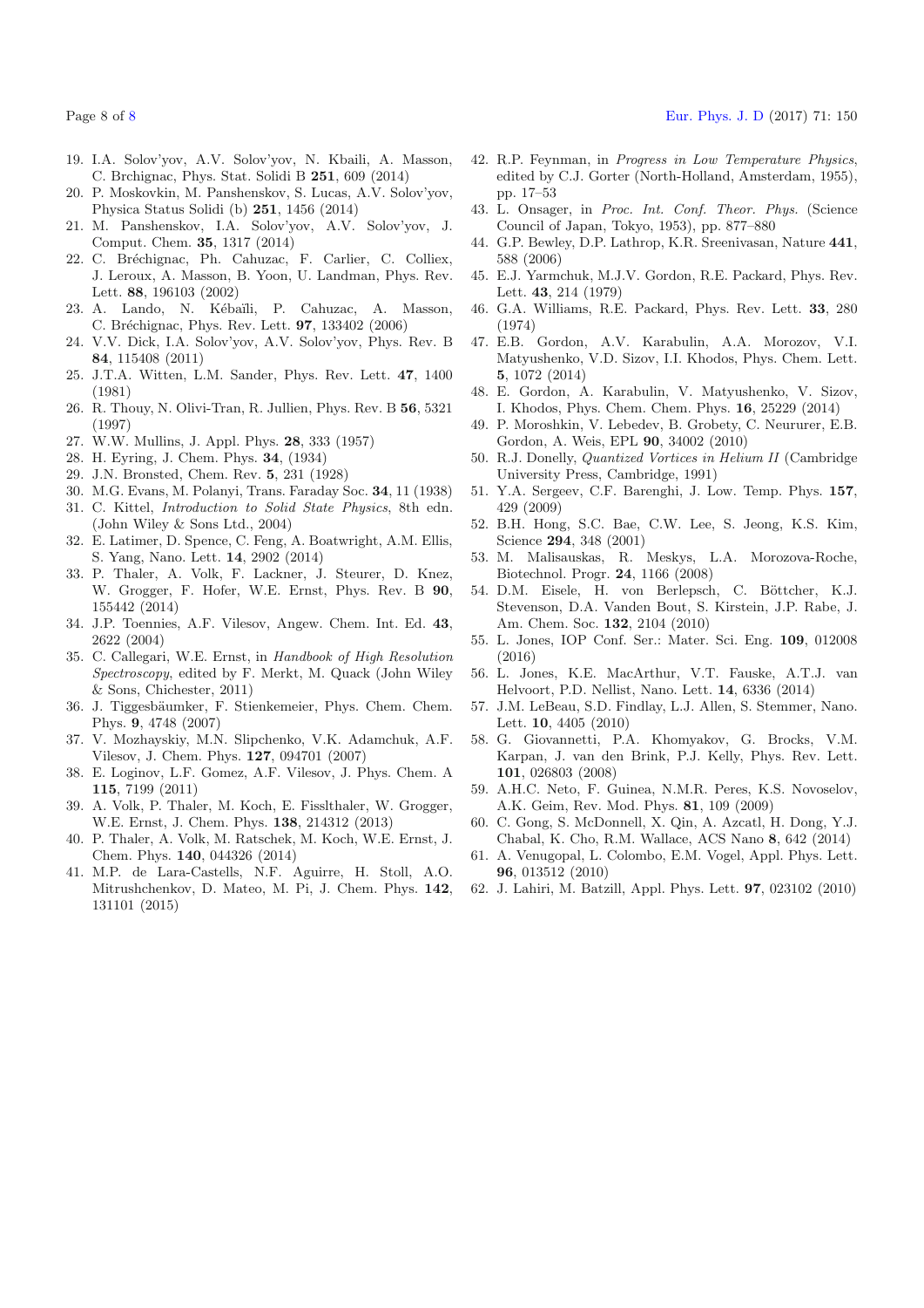19. I.A. Solov'yov, A.V. Solov'yov, N. Kbaili, A. Masson, C. Brchignac, Phys. Stat. Solidi B **251**, 609 (2014)
20. P. Moskovkin, M. Panshenskov, S. Lucas, A.V. Solov'yov, Physica Status Solidi (b) **251**, 1456 (2014)
21. M. Panshenskov, I.A. Solov'yov, A.V. Solov'yov, J. Comput. Chem. **35**, 1317 (2014)
22. C. Bréchignac, Ph. Cahuzac, F. Carlier, C. Colliex, J. Leroux, A. Masson, B. Yoon, U. Landman, Phys. Rev. Lett. **88**, 196103 (2002)
23. A. Lando, N. Kébaïli, P. Cahuzac, A. Masson, C. Bréchignac, Phys. Rev. Lett. **97**, 133402 (2006)
24. V.V. Dick, I.A. Solov'yov, A.V. Solov'yov, Phys. Rev. B **84**, 115408 (2011)
25. J.T.A. Witten, L.M. Sander, Phys. Rev. Lett. **47**, 1400 (1981)
26. R. Thouy, N. Olivi-Tran, R. Jullien, Phys. Rev. B **56**, 5321 (1997)
27. W.W. Mullins, J. Appl. Phys. **28**, 333 (1957)
28. H. Eyring, J. Chem. Phys. **34**, (1934)
29. J.N. Bronsted, Chem. Rev. **5**, 231 (1928)
30. M.G. Evans, M. Polanyi, Trans. Faraday Soc. **34**, 11 (1938)
31. C. Kittel, *Introduction to Solid State Physics*, 8th edn. (John Wiley & Sons Ltd., 2004)
32. E. Latimer, D. Spence, C. Feng, A. Boatwright, A.M. Ellis, S. Yang, Nano. Lett. **14**, 2902 (2014)
33. P. Thaler, A. Volk, F. Lackner, J. Steurer, D. Knez, W. Grogger, F. Hofer, W.E. Ernst, Phys. Rev. B **90**, 155442 (2014)
34. J.P. Toennies, A.F. Vilesov, Angew. Chem. Int. Ed. **43**, 2622 (2004)
35. C. Callegari, W.E. Ernst, in *Handbook of High Resolution Spectroscopy*, edited by F. Merkt, M. Quack (John Wiley & Sons, Chichester, 2011)
36. J. Tiggesbäumker, F. Stienkemeier, Phys. Chem. Chem. Phys. **9**, 4748 (2007)
37. V. Mozhayskiy, M.N. Slipchenko, V.K. Adamchuk, A.F. Vilesov, J. Chem. Phys. **127**, 094701 (2007)
38. E. Loginov, L.F. Gomez, A.F. Vilesov, J. Phys. Chem. A **115**, 7199 (2011)
39. A. Volk, P. Thaler, M. Koch, E. Fisslthaler, W. Grogger, W.E. Ernst, J. Chem. Phys. **138**, 214312 (2013)
40. P. Thaler, A. Volk, M. Ratschek, M. Koch, W.E. Ernst, J. Chem. Phys. **140**, 044326 (2014)
41. M.P. de Lara-Castells, N.F. Aguirre, H. Stoll, A.O. Mitrushchenkov, D. Mateo, M. Pi, J. Chem. Phys. **142**, 131101 (2015)
42. R.P. Feynman, in *Progress in Low Temperature Physics*, edited by C.J. Gorter (North-Holland, Amsterdam, 1955), pp. 17–53
43. L. Onsager, in *Proc. Int. Conf. Theor. Phys.* (Science Council of Japan, Tokyo, 1953), pp. 877–880
44. G.P. Bewley, D.P. Lathrop, K.R. Sreenivasan, Nature **441**, 588 (2006)
45. E.J. Yarmchuk, M.J.V. Gordon, R.E. Packard, Phys. Rev. Lett. **43**, 214 (1979)
46. G.A. Williams, R.E. Packard, Phys. Rev. Lett. **33**, 280 (1974)
47. E.B. Gordon, A.V. Karabulin, A.A. Morozov, V.I. Matyushenko, V.D. Sizov, I.I. Khodos, Phys. Chem. Lett. **5**, 1072 (2014)
48. E. Gordon, A. Karabulin, V. Matyushenko, V. Sizov, I. Khodos, Phys. Chem. Chem. Phys. **16**, 25229 (2014)
49. P. Moroshkin, V. Lebedev, B. Grobety, C. Neururer, E.B. Gordon, A. Weis, EPL **90**, 34002 (2010)
50. R.J. Donelly, *Quantized Vortices in Helium II* (Cambridge University Press, Cambridge, 1991)
51. Y.A. Sergeev, C.F. Barenghi, J. Low. Temp. Phys. **157**, 429 (2009)
52. B.H. Hong, S.C. Bae, C.W. Lee, S. Jeong, K.S. Kim, Science **294**, 348 (2001)
53. M. Malisauskas, R. Meskys, L.A. Morozova-Roche, Biotechnol. Progr. **24**, 1166 (2008)
54. D.M. Eisele, H. von Berlepsch, C. Böttcher, K.J. Stevenson, D.A. Vanden Bout, S. Kirstein, J.P. Rabe, J. Am. Chem. Soc. **132**, 2104 (2010)
55. L. Jones, IOP Conf. Ser.: Mater. Sci. Eng. **109**, 012008 (2016)
56. L. Jones, K.E. MacArthur, V.T. Fauske, A.T.J. van Helvoort, P.D. Nellist, Nano. Lett. **14**, 6336 (2014)
57. J.M. LeBeau, S.D. Findlay, L.J. Allen, S. Stemmer, Nano. Lett. **10**, 4405 (2010)
58. G. Giovannetti, P.A. Khomyakov, G. Brocks, V.M. Karpan, J. van den Brink, P.J. Kelly, Phys. Rev. Lett. **101**, 026803 (2008)
59. A.H.C. Neto, F. Guinea, N.M.R. Peres, K.S. Novoselov, A.K. Geim, Rev. Mod. Phys. **81**, 109 (2009)
60. C. Gong, S. McDonnell, X. Qin, A. Azcatl, H. Dong, Y.J. Chabal, K. Cho, R.M. Wallace, ACS Nano **8**, 642 (2014)
61. A. Venugopal, L. Colombo, E.M. Vogel, Appl. Phys. Lett. **96**, 013512 (2010)
62. J. Lahiri, M. Batzill, Appl. Phys. Lett. **97**, 023102 (2010)